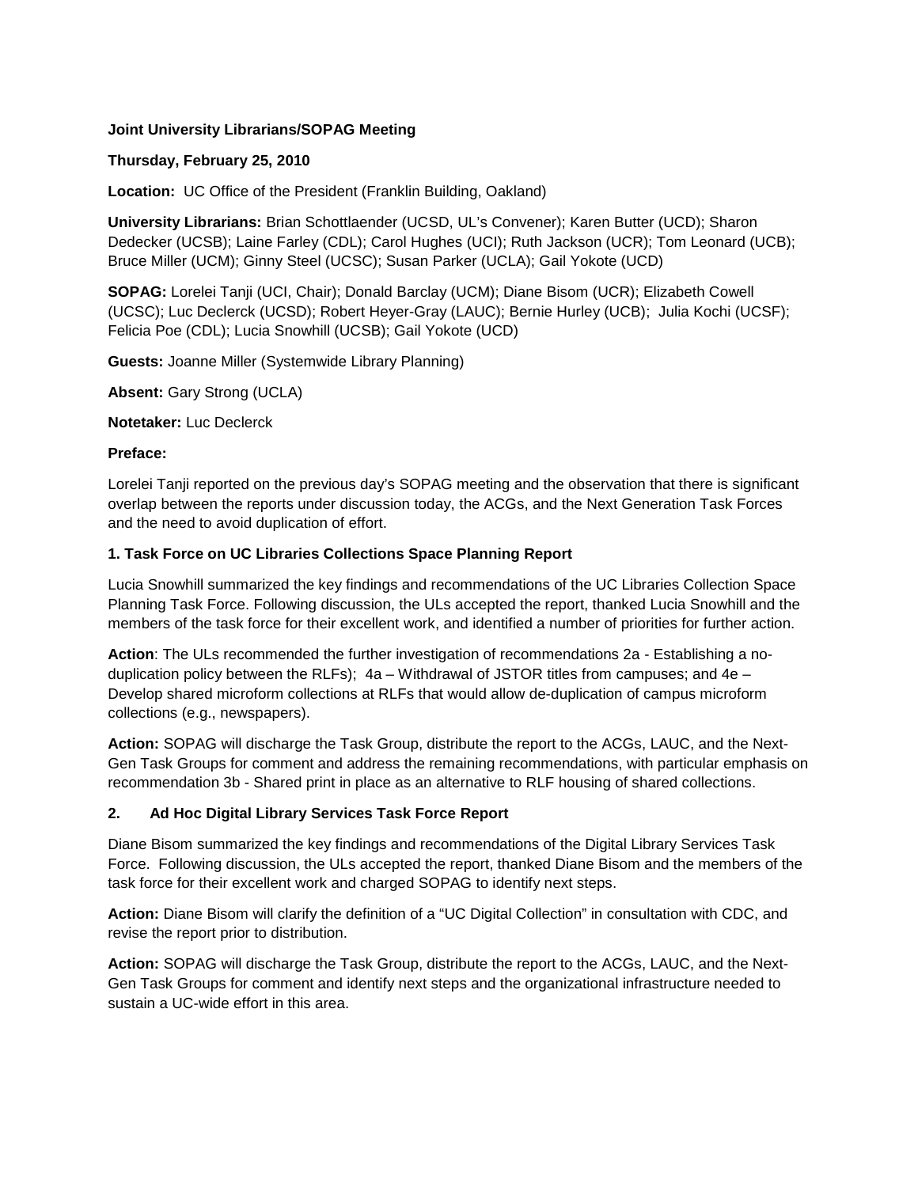**Joint University Librarians/SOPAG Meeting**

**Thursday, February 25, 2010**

**Location:** UC Office of the President (Franklin Building, Oakland)

**University Librarians:** Brian Schottlaender (UCSD, UL's Convener); Karen Butter (UCD); Sharon Dedecker (UCSB); Laine Farley (CDL); Carol Hughes (UCI); Ruth Jackson (UCR); Tom Leonard (UCB); Bruce Miller (UCM); Ginny Steel (UCSC); Susan Parker (UCLA); Gail Yokote (UCD)

**SOPAG:** Lorelei Tanji (UCI, Chair); Donald Barclay (UCM); Diane Bisom (UCR); Elizabeth Cowell (UCSC); Luc Declerck (UCSD); Robert Heyer-Gray (LAUC); Bernie Hurley (UCB); Julia Kochi (UCSF); Felicia Poe (CDL); Lucia Snowhill (UCSB); Gail Yokote (UCD)

**Guests:** Joanne Miller (Systemwide Library Planning)

**Absent:** Gary Strong (UCLA)

**Notetaker:** Luc Declerck

**Preface:**

Lorelei Tanji reported on the previous day's SOPAG meeting and the observation that there is significant overlap between the reports under discussion today, the ACGs, and the Next Generation Task Forces and the need to avoid duplication of effort.

**1. Task Force on UC Libraries Collections Space Planning Report**

Lucia Snowhill summarized the key findings and recommendations of the UC Libraries Collection Space Planning Task Force. Following discussion, the ULs accepted the report, thanked Lucia Snowhill and the members of the task force for their excellent work, and identified a number of priorities for further action.

**Action**: The ULs recommended the further investigation of recommendations 2a - Establishing a no-duplication policy between the RLFs); 4a – Withdrawal of JSTOR titles from campuses; and 4e – Develop shared microform collections at RLFs that would allow de-duplication of campus microform collections (e.g., newspapers).

**Action:** SOPAG will discharge the Task Group, distribute the report to the ACGs, LAUC, and the Next-Gen Task Groups for comment and address the remaining recommendations, with particular emphasis on recommendation 3b - Shared print in place as an alternative to RLF housing of shared collections.

**2. Ad Hoc Digital Library Services Task Force Report**

Diane Bisom summarized the key findings and recommendations of the Digital Library Services Task Force. Following discussion, the ULs accepted the report, thanked Diane Bisom and the members of the task force for their excellent work and charged SOPAG to identify next steps.

**Action:** Diane Bisom will clarify the definition of a "UC Digital Collection" in consultation with CDC, and revise the report prior to distribution.

**Action:** SOPAG will discharge the Task Group, distribute the report to the ACGs, LAUC, and the Next-Gen Task Groups for comment and identify next steps and the organizational infrastructure needed to sustain a UC-wide effort in this area.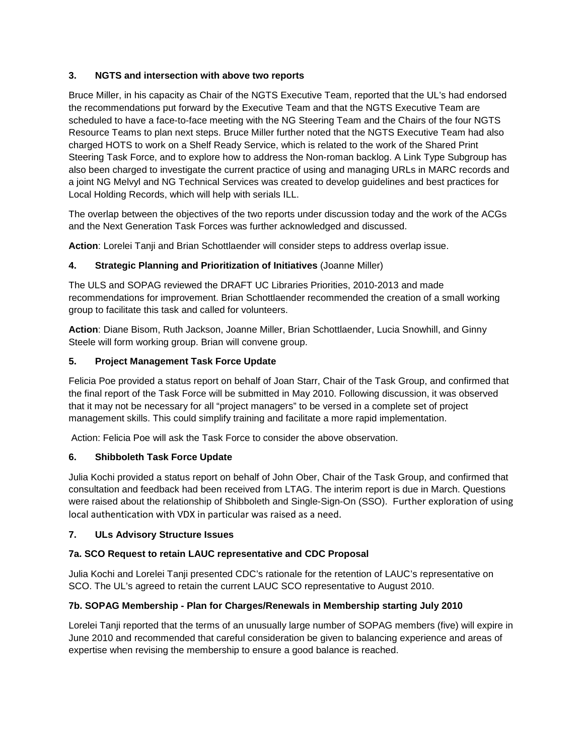### 3. NGTS and intersection with above two reports

Bruce Miller, in his capacity as Chair of the NGTS Executive Team, reported that the UL's had endorsed the recommendations put forward by the Executive Team and that the NGTS Executive Team are scheduled to have a face-to-face meeting with the NG Steering Team and the Chairs of the four NGTS Resource Teams to plan next steps. Bruce Miller further noted that the NGTS Executive Team had also charged HOTS to work on a Shelf Ready Service, which is related to the work of the Shared Print Steering Task Force, and to explore how to address the Non-roman backlog. A Link Type Subgroup has also been charged to investigate the current practice of using and managing URLs in MARC records and a joint NG Melvyl and NG Technical Services was created to develop guidelines and best practices for Local Holding Records, which will help with serials ILL.

The overlap between the objectives of the two reports under discussion today and the work of the ACGs and the Next Generation Task Forces was further acknowledged and discussed.

**Action**: Lorelei Tanji and Brian Schottlaender will consider steps to address overlap issue.

### 4. Strategic Planning and Prioritization of Initiatives (Joanne Miller)

The ULS and SOPAG reviewed the DRAFT UC Libraries Priorities, 2010-2013 and made recommendations for improvement. Brian Schottlaender recommended the creation of a small working group to facilitate this task and called for volunteers.

**Action**: Diane Bisom, Ruth Jackson, Joanne Miller, Brian Schottlaender, Lucia Snowhill, and Ginny Steele will form working group. Brian will convene group.

### 5. Project Management Task Force Update

Felicia Poe provided a status report on behalf of Joan Starr, Chair of the Task Group, and confirmed that the final report of the Task Force will be submitted in May 2010. Following discussion, it was observed that it may not be necessary for all "project managers" to be versed in a complete set of project management skills. This could simplify training and facilitate a more rapid implementation.

Action: Felicia Poe will ask the Task Force to consider the above observation.

### 6. Shibboleth Task Force Update

Julia Kochi provided a status report on behalf of John Ober, Chair of the Task Group, and confirmed that consultation and feedback had been received from LTAG. The interim report is due in March. Questions were raised about the relationship of Shibboleth and Single-Sign-On (SSO). Further exploration of using local authentication with VDX in particular was raised as a need.

### 7. ULs Advisory Structure Issues

#### 7a. SCO Request to retain LAUC representative and CDC Proposal

Julia Kochi and Lorelei Tanji presented CDC's rationale for the retention of LAUC's representative on SCO. The UL's agreed to retain the current LAUC SCO representative to August 2010.

#### 7b. SOPAG Membership - Plan for Charges/Renewals in Membership starting July 2010

Lorelei Tanji reported that the terms of an unusually large number of SOPAG members (five) will expire in June 2010 and recommended that careful consideration be given to balancing experience and areas of expertise when revising the membership to ensure a good balance is reached.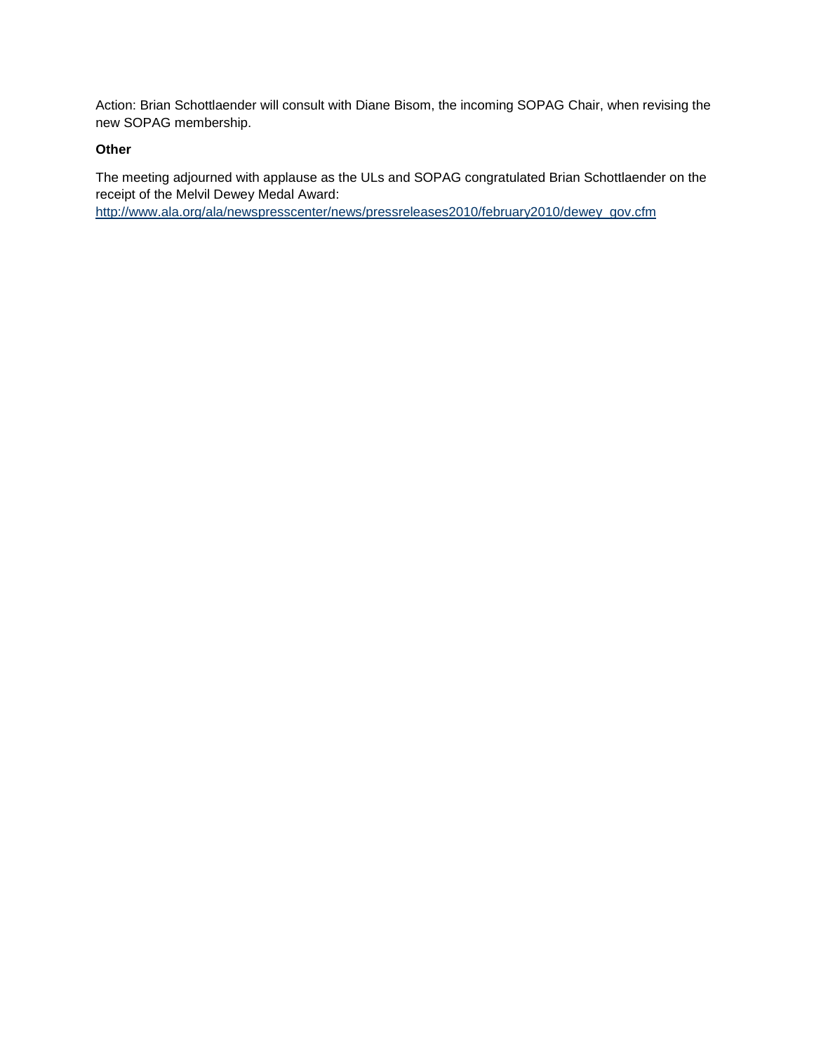Action: Brian Schottlaender will consult with Diane Bisom, the incoming SOPAG Chair, when revising the new SOPAG membership.

**Other**

The meeting adjourned with applause as the ULs and SOPAG congratulated Brian Schottlaender on the receipt of the Melvil Dewey Medal Award:
http://www.ala.org/ala/newspresscenter/news/pressreleases2010/february2010/dewey_gov.cfm